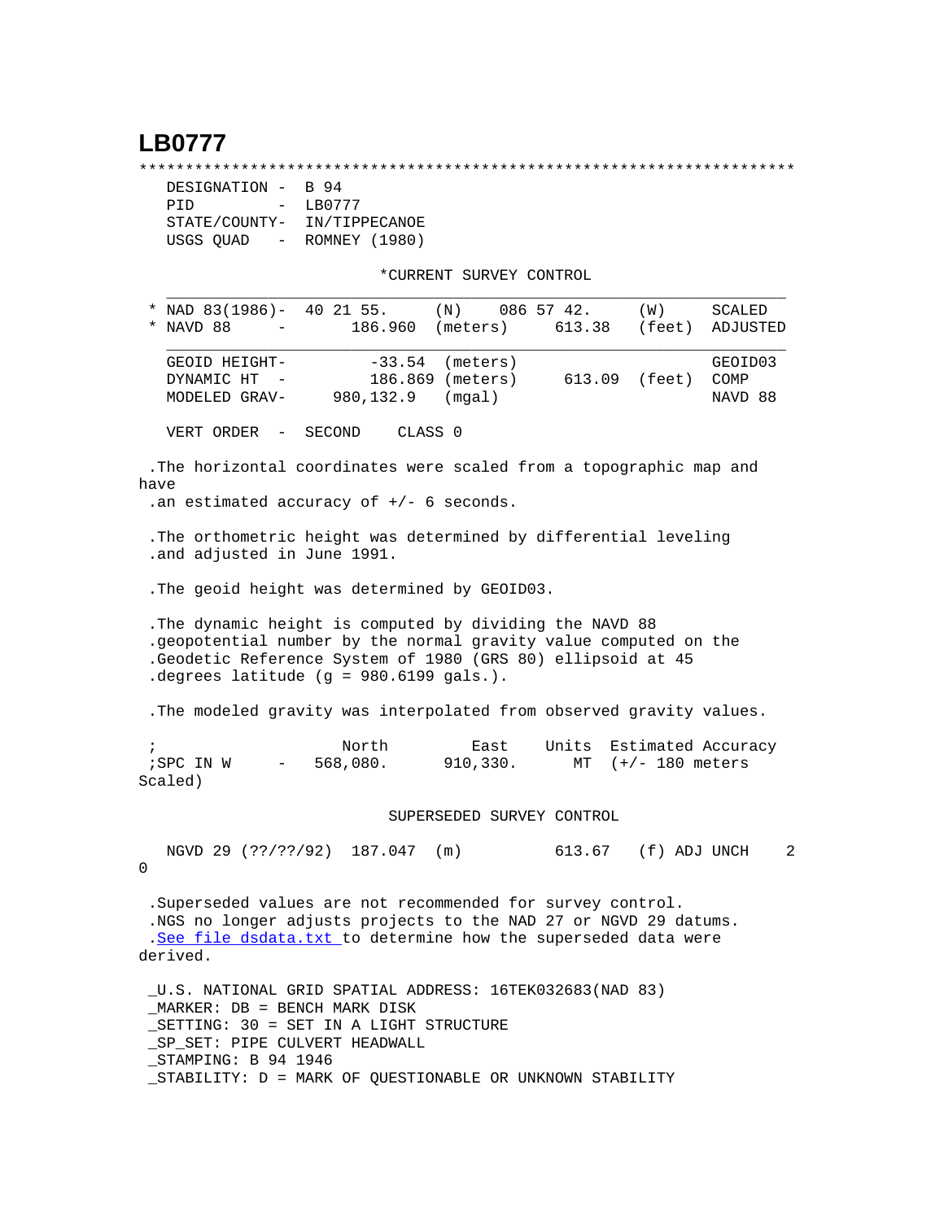# LB0777

```
***********************************************************************
  DESIGNATION -  B 94
  PID         -  LB0777
  STATE/COUNTY-  IN/TIPPECANOE
  USGS QUAD   -  ROMNEY (1980)

                          *CURRENT SURVEY CONTROL
  ___________________________________________________________________
* NAD 83(1986)-  40 21 55.     (N)    086 57 42.     (W)     SCALED
* NAVD 88     -       186.960  (meters)     613.38   (feet)  ADJUSTED
  ___________________________________________________________________
  GEOID HEIGHT-         -33.54  (meters)                      GEOID03
  DYNAMIC HT  -         186.869 (meters)      613.09  (feet)  COMP
  MODELED GRAV-      980,132.9   (mgal)                       NAVD 88

  VERT ORDER  -  SECOND     CLASS 0

.The horizontal coordinates were scaled from a topographic map and have
.an estimated accuracy of +/- 6 seconds.

.The orthometric height was determined by differential leveling
.and adjusted in June 1991.

.The geoid height was determined by GEOID03.

.The dynamic height is computed by dividing the NAVD 88
.geopotential number by the normal gravity value computed on the
.Geodetic Reference System of 1980 (GRS 80) ellipsoid at 45
.degrees latitude (g = 980.6199 gals.).

.The modeled gravity was interpolated from observed gravity values.

;                   North         East     Units  Estimated Accuracy
;SPC IN W     -   568,080.      910,330.     MT  (+/- 180 meters Scaled)

                           SUPERSEDED SURVEY CONTROL

  NGVD 29 (??/??/92)  187.047  (m)          613.67   (f) ADJ UNCH    2 0

.Superseded values are not recommended for survey control.
.NGS no longer adjusts projects to the NAD 27 or NGVD 29 datums.
.See file dsdata.txt to determine how the superseded data were derived.

_U.S. NATIONAL GRID SPATIAL ADDRESS: 16TEK032683(NAD 83)
_MARKER: DB = BENCH MARK DISK
_SETTING: 30 = SET IN A LIGHT STRUCTURE
_SP_SET: PIPE CULVERT HEADWALL
_STAMPING: B 94 1946
_STABILITY: D = MARK OF QUESTIONABLE OR UNKNOWN STABILITY
```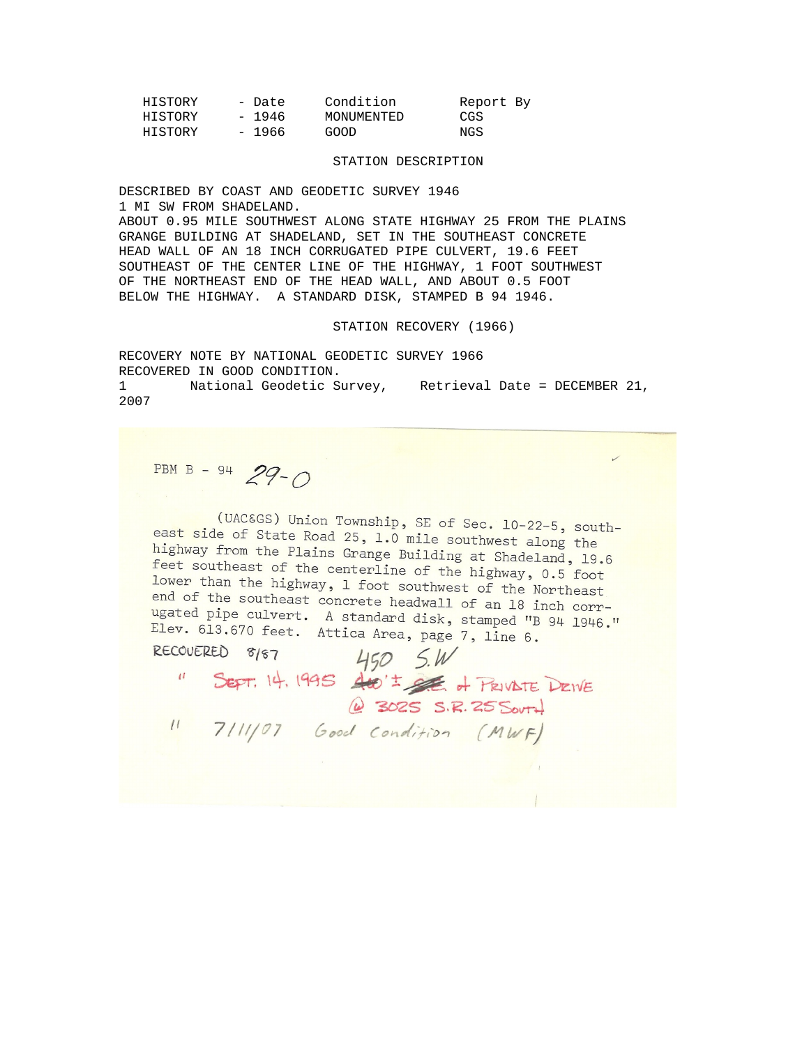| HISTORY | - Date | Condition | Report By |
| --- | --- | --- | --- |
| HISTORY | - 1946 | MONUMENTED | CGS |
| HISTORY | - 1966 | GOOD | NGS |

## STATION DESCRIPTION

DESCRIBED BY COAST AND GEODETIC SURVEY 1946
1 MI SW FROM SHADELAND.
ABOUT 0.95 MILE SOUTHWEST ALONG STATE HIGHWAY 25 FROM THE PLAINS GRANGE BUILDING AT SHADELAND, SET IN THE SOUTHEAST CONCRETE HEAD WALL OF AN 18 INCH CORRUGATED PIPE CULVERT, 19.6 FEET SOUTHEAST OF THE CENTER LINE OF THE HIGHWAY, 1 FOOT SOUTHWEST OF THE NORTHEAST END OF THE HEAD WALL, AND ABOUT 0.5 FOOT BELOW THE HIGHWAY. A STANDARD DISK, STAMPED B 94 1946.

## STATION RECOVERY (1966)

RECOVERY NOTE BY NATIONAL GEODETIC SURVEY 1966
RECOVERED IN GOOD CONDITION.
1 National Geodetic Survey, Retrieval Date = DECEMBER 21, 2007

PBM B - 94 29-0

(UAC&GS) Union Township, SE of Sec. 10-22-5, southeast side of State Road 25, 1.0 mile southwest along the highway from the Plains Grange Building at Shadeland, 19.6 feet southeast of the centerline of the highway, 0.5 foot lower than the highway, 1 foot southwest of the Northeast end of the southeast concrete headwall of an 18 inch corrugated pipe culvert. A standard disk, stamped "B 94 1946." Elev. 613.670 feet. Attica Area, page 7, line 6.

RECOVERED 8/87

" SEPT. 14, 1995 ~~400~~'± ~~S.E.~~ 450 S.W of PRIVATE DRIVE @ 3025 S.R. 25 SOUTH

" 7/11/07 Good Condition (MWF)